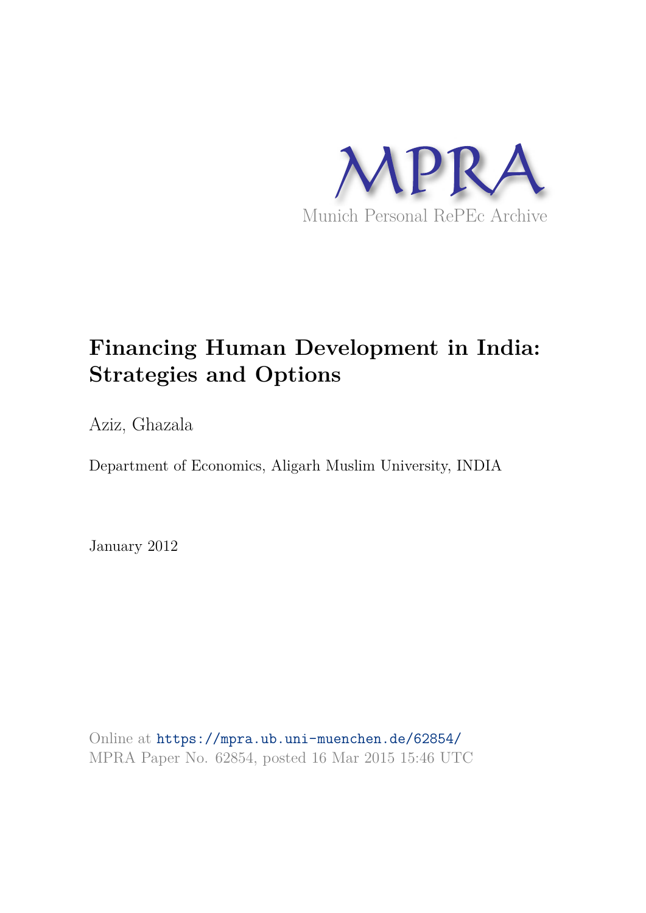MPRA

Munich Personal RePEc Archive

# Financing Human Development in India: Strategies and Options

Aziz, Ghazala

Department of Economics, Aligarh Muslim University, INDIA

January 2012

Online at https://mpra.ub.uni-muenchen.de/62854/
MPRA Paper No. 62854, posted 16 Mar 2015 15:46 UTC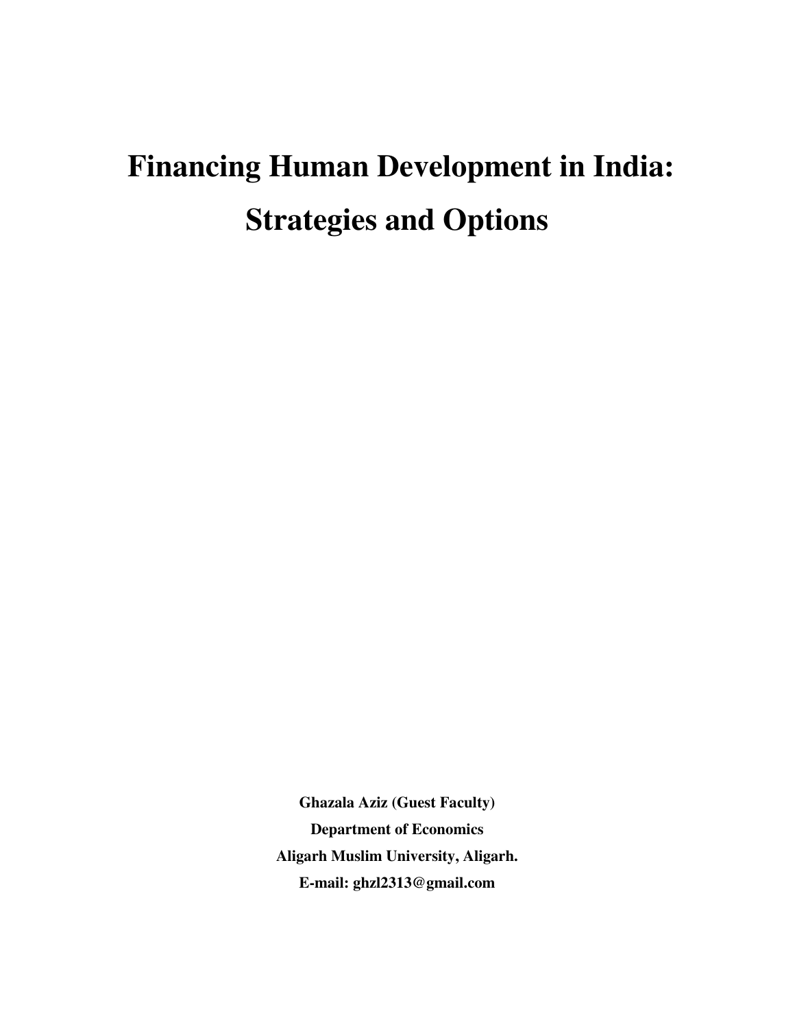# Financing Human Development in India: Strategies and Options

**Ghazala Aziz (Guest Faculty)**
**Department of Economics**
**Aligarh Muslim University, Aligarh.**
**E-mail: ghzl2313@gmail.com**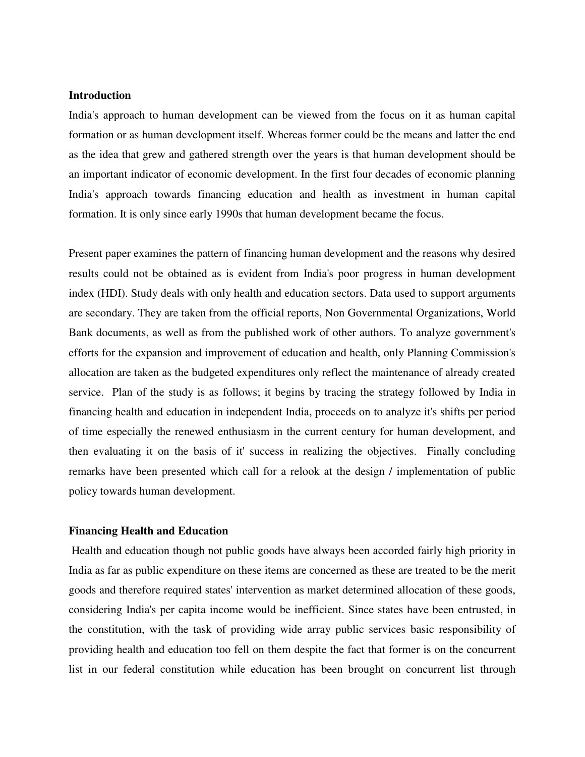**Introduction**

India's approach to human development can be viewed from the focus on it as human capital formation or as human development itself. Whereas former could be the means and latter the end as the idea that grew and gathered strength over the years is that human development should be an important indicator of economic development. In the first four decades of economic planning India's approach towards financing education and health as investment in human capital formation. It is only since early 1990s that human development became the focus.

Present paper examines the pattern of financing human development and the reasons why desired results could not be obtained as is evident from India's poor progress in human development index (HDI). Study deals with only health and education sectors. Data used to support arguments are secondary. They are taken from the official reports, Non Governmental Organizations, World Bank documents, as well as from the published work of other authors. To analyze government's efforts for the expansion and improvement of education and health, only Planning Commission's allocation are taken as the budgeted expenditures only reflect the maintenance of already created service. Plan of the study is as follows; it begins by tracing the strategy followed by India in financing health and education in independent India, proceeds on to analyze it's shifts per period of time especially the renewed enthusiasm in the current century for human development, and then evaluating it on the basis of it' success in realizing the objectives. Finally concluding remarks have been presented which call for a relook at the design / implementation of public policy towards human development.

**Financing Health and Education**

Health and education though not public goods have always been accorded fairly high priority in India as far as public expenditure on these items are concerned as these are treated to be the merit goods and therefore required states' intervention as market determined allocation of these goods, considering India's per capita income would be inefficient. Since states have been entrusted, in the constitution, with the task of providing wide array public services basic responsibility of providing health and education too fell on them despite the fact that former is on the concurrent list in our federal constitution while education has been brought on concurrent list through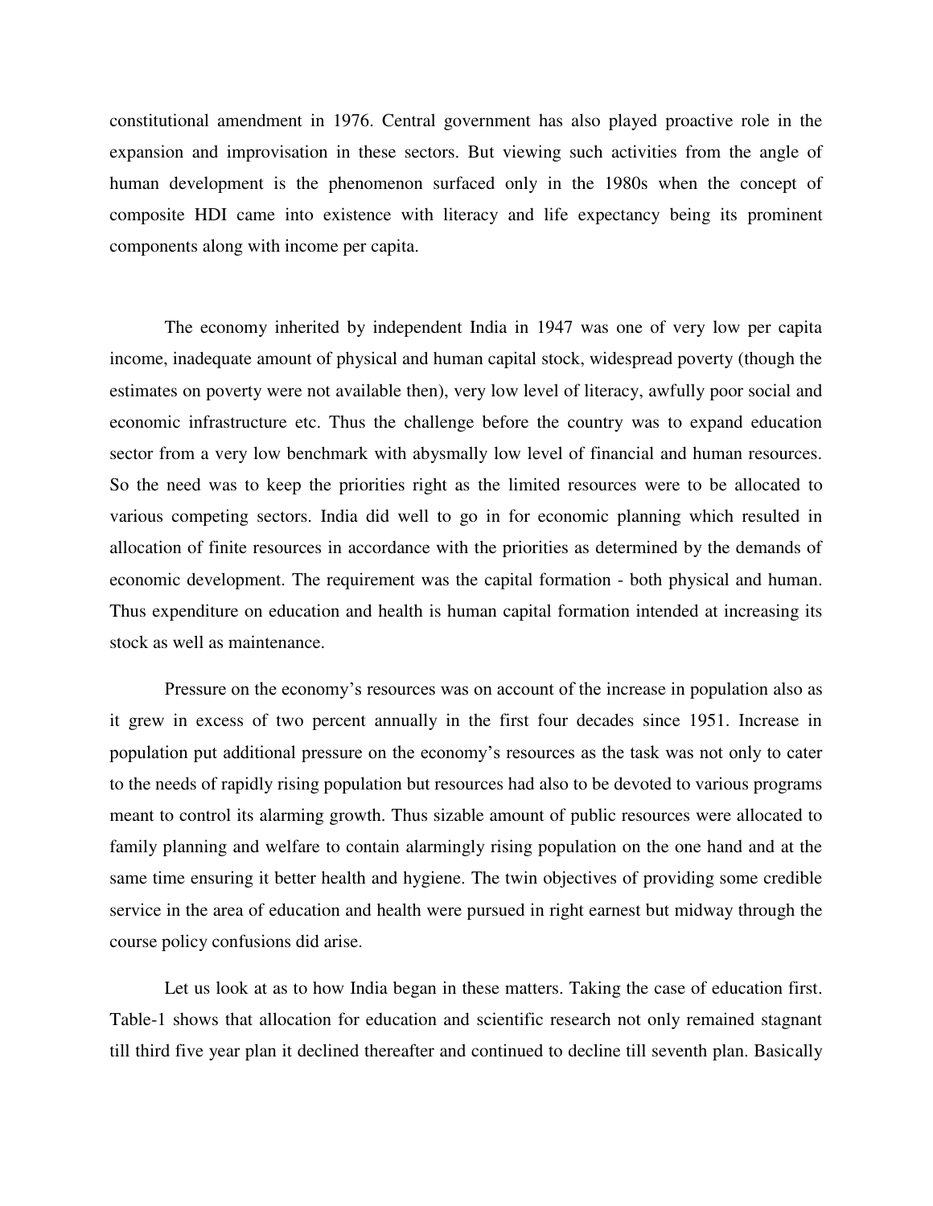constitutional amendment in 1976. Central government has also played proactive role in the expansion and improvisation in these sectors. But viewing such activities from the angle of human development is the phenomenon surfaced only in the 1980s when the concept of composite HDI came into existence with literacy and life expectancy being its prominent components along with income per capita.

The economy inherited by independent India in 1947 was one of very low per capita income, inadequate amount of physical and human capital stock, widespread poverty (though the estimates on poverty were not available then), very low level of literacy, awfully poor social and economic infrastructure etc. Thus the challenge before the country was to expand education sector from a very low benchmark with abysmally low level of financial and human resources. So the need was to keep the priorities right as the limited resources were to be allocated to various competing sectors. India did well to go in for economic planning which resulted in allocation of finite resources in accordance with the priorities as determined by the demands of economic development. The requirement was the capital formation - both physical and human. Thus expenditure on education and health is human capital formation intended at increasing its stock as well as maintenance.

Pressure on the economy's resources was on account of the increase in population also as it grew in excess of two percent annually in the first four decades since 1951. Increase in population put additional pressure on the economy's resources as the task was not only to cater to the needs of rapidly rising population but resources had also to be devoted to various programs meant to control its alarming growth. Thus sizable amount of public resources were allocated to family planning and welfare to contain alarmingly rising population on the one hand and at the same time ensuring it better health and hygiene. The twin objectives of providing some credible service in the area of education and health were pursued in right earnest but midway through the course policy confusions did arise.

Let us look at as to how India began in these matters. Taking the case of education first. Table-1 shows that allocation for education and scientific research not only remained stagnant till third five year plan it declined thereafter and continued to decline till seventh plan. Basically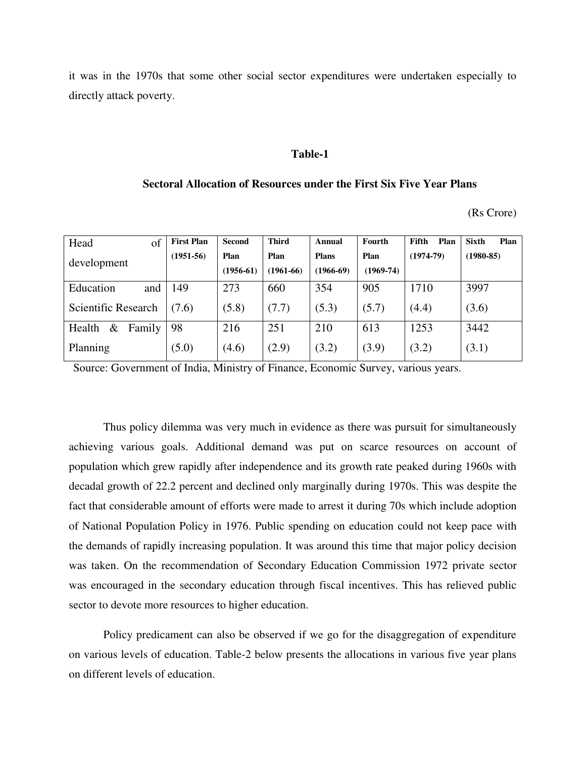it was in the 1970s that some other social sector expenditures were undertaken especially to directly attack poverty.

**Table-1**

**Sectoral Allocation of Resources under the First Six Five Year Plans**

(Rs Crore)

| Head of development | First Plan (1951-56) | Second Plan (1956-61) | Third Plan (1961-66) | Annual Plans (1966-69) | Fourth Plan (1969-74) | Fifth Plan (1974-79) | Sixth Plan (1980-85) |
|---|---|---|---|---|---|---|---|
| Education and Scientific Research | 149 (7.6) | 273 (5.8) | 660 (7.7) | 354 (5.3) | 905 (5.7) | 1710 (4.4) | 3997 (3.6) |
| Health & Family Planning | 98 (5.0) | 216 (4.6) | 251 (2.9) | 210 (3.2) | 613 (3.9) | 1253 (3.2) | 3442 (3.1) |

Source: Government of India, Ministry of Finance, Economic Survey, various years.

Thus policy dilemma was very much in evidence as there was pursuit for simultaneously achieving various goals. Additional demand was put on scarce resources on account of population which grew rapidly after independence and its growth rate peaked during 1960s with decadal growth of 22.2 percent and declined only marginally during 1970s. This was despite the fact that considerable amount of efforts were made to arrest it during 70s which include adoption of National Population Policy in 1976. Public spending on education could not keep pace with the demands of rapidly increasing population. It was around this time that major policy decision was taken. On the recommendation of Secondary Education Commission 1972 private sector was encouraged in the secondary education through fiscal incentives. This has relieved public sector to devote more resources to higher education.

Policy predicament can also be observed if we go for the disaggregation of expenditure on various levels of education. Table-2 below presents the allocations in various five year plans on different levels of education.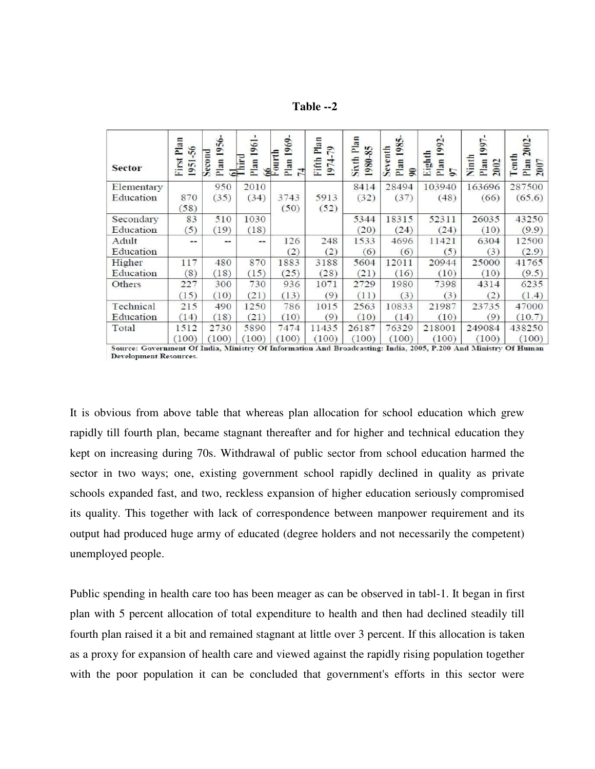**Table --2**

| Sector | First Plan 1951-56 | Second Plan 1956-61 | Third Plan 1961-66 | Fourth Plan 1969-74 | Fifth Plan 1974-79 | Sixth Plan 1980-85 | Seventh Plan 1985-90 | Eighth Plan 1992-97 | Ninth Plan 1997-2002 | Tenth Plan 2002-2007 |
|---|---|---|---|---|---|---|---|---|---|---|
| Elementary Education | 870 (58) | 950 (35) | 2010 (34) | 3743 (50) | 5913 (52) | 8414 (32) | 28494 (37) | 103940 (48) | 163696 (66) | 287500 (65.6) |
| Secondary Education | 83 (5) | 510 (19) | 1030 (18) | | | 5344 (20) | 18315 (24) | 52311 (24) | 26035 (10) | 43250 (9.9) |
| Adult Education | -- | -- | -- | 126 (2) | 248 (2) | 1533 (6) | 4696 (6) | 11421 (5) | 6304 (3) | 12500 (2.9) |
| Higher Education | 117 (8) | 480 (18) | 870 (15) | 1883 (25) | 3188 (28) | 5604 (21) | 12011 (16) | 20944 (10) | 25000 (10) | 41765 (9.5) |
| Others | 227 (15) | 300 (10) | 730 (21) | 936 (13) | 1071 (9) | 2729 (11) | 1980 (3) | 7398 (3) | 4314 (2) | 6235 (1.4) |
| Technical Education | 215 (14) | 490 (18) | 1250 (21) | 786 (10) | 1015 (9) | 2563 (10) | 10833 (14) | 21987 (10) | 23735 (9) | 47000 (10.7) |
| Total | 1512 (100) | 2730 (100) | 5890 (100) | 7474 (100) | 11435 (100) | 26187 (100) | 76329 (100) | 218001 (100) | 249084 (100) | 438250 (100) |

**Source: Government Of India, Ministry Of Information And Broadcasting: India, 2005, P.200 And Ministry Of Human Development Resources.**

It is obvious from above table that whereas plan allocation for school education which grew rapidly till fourth plan, became stagnant thereafter and for higher and technical education they kept on increasing during 70s. Withdrawal of public sector from school education harmed the sector in two ways; one, existing government school rapidly declined in quality as private schools expanded fast, and two, reckless expansion of higher education seriously compromised its quality. This together with lack of correspondence between manpower requirement and its output had produced huge army of educated (degree holders and not necessarily the competent) unemployed people.

Public spending in health care too has been meager as can be observed in tabl-1. It began in first plan with 5 percent allocation of total expenditure to health and then had declined steadily till fourth plan raised it a bit and remained stagnant at little over 3 percent. If this allocation is taken as a proxy for expansion of health care and viewed against the rapidly rising population together with the poor population it can be concluded that government's efforts in this sector were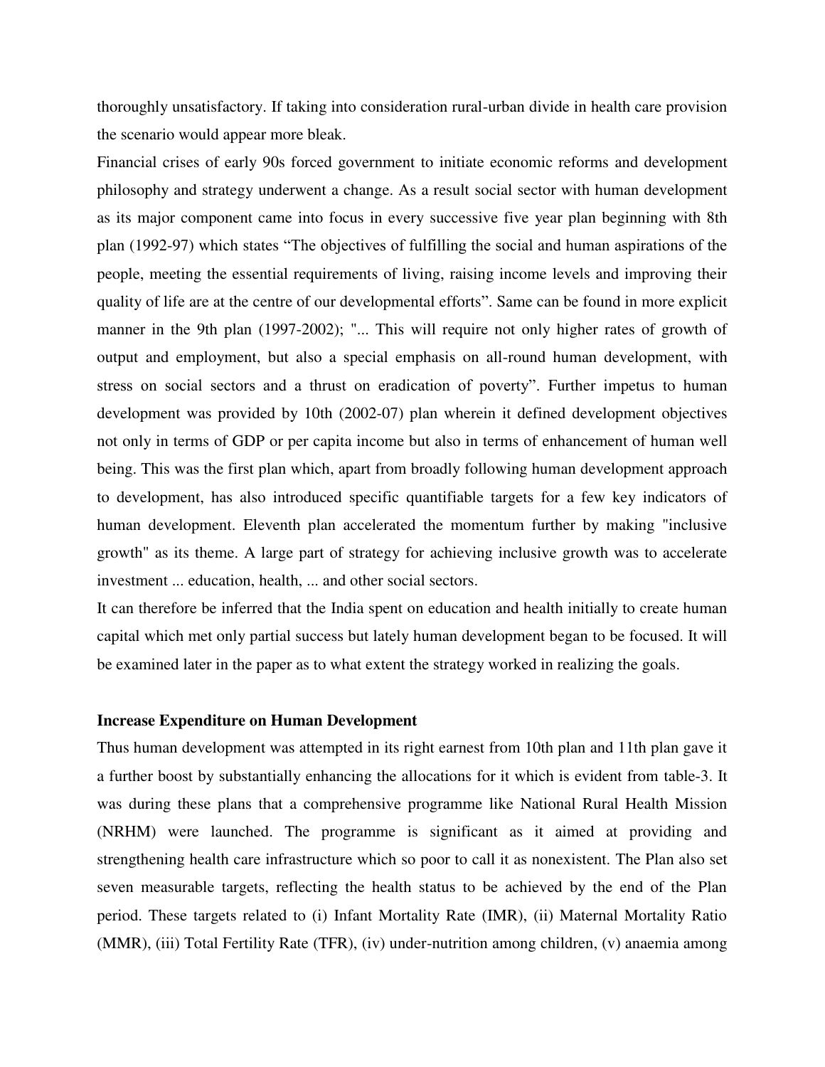thoroughly unsatisfactory. If taking into consideration rural-urban divide in health care provision the scenario would appear more bleak.

Financial crises of early 90s forced government to initiate economic reforms and development philosophy and strategy underwent a change. As a result social sector with human development as its major component came into focus in every successive five year plan beginning with 8th plan (1992-97) which states "The objectives of fulfilling the social and human aspirations of the people, meeting the essential requirements of living, raising income levels and improving their quality of life are at the centre of our developmental efforts". Same can be found in more explicit manner in the 9th plan (1997-2002); "... This will require not only higher rates of growth of output and employment, but also a special emphasis on all-round human development, with stress on social sectors and a thrust on eradication of poverty". Further impetus to human development was provided by 10th (2002-07) plan wherein it defined development objectives not only in terms of GDP or per capita income but also in terms of enhancement of human well being. This was the first plan which, apart from broadly following human development approach to development, has also introduced specific quantifiable targets for a few key indicators of human development. Eleventh plan accelerated the momentum further by making "inclusive growth" as its theme. A large part of strategy for achieving inclusive growth was to accelerate investment ... education, health, ... and other social sectors.

It can therefore be inferred that the India spent on education and health initially to create human capital which met only partial success but lately human development began to be focused. It will be examined later in the paper as to what extent the strategy worked in realizing the goals.

**Increase Expenditure on Human Development**

Thus human development was attempted in its right earnest from 10th plan and 11th plan gave it a further boost by substantially enhancing the allocations for it which is evident from table-3. It was during these plans that a comprehensive programme like National Rural Health Mission (NRHM) were launched. The programme is significant as it aimed at providing and strengthening health care infrastructure which so poor to call it as nonexistent. The Plan also set seven measurable targets, reflecting the health status to be achieved by the end of the Plan period. These targets related to (i) Infant Mortality Rate (IMR), (ii) Maternal Mortality Ratio (MMR), (iii) Total Fertility Rate (TFR), (iv) under-nutrition among children, (v) anaemia among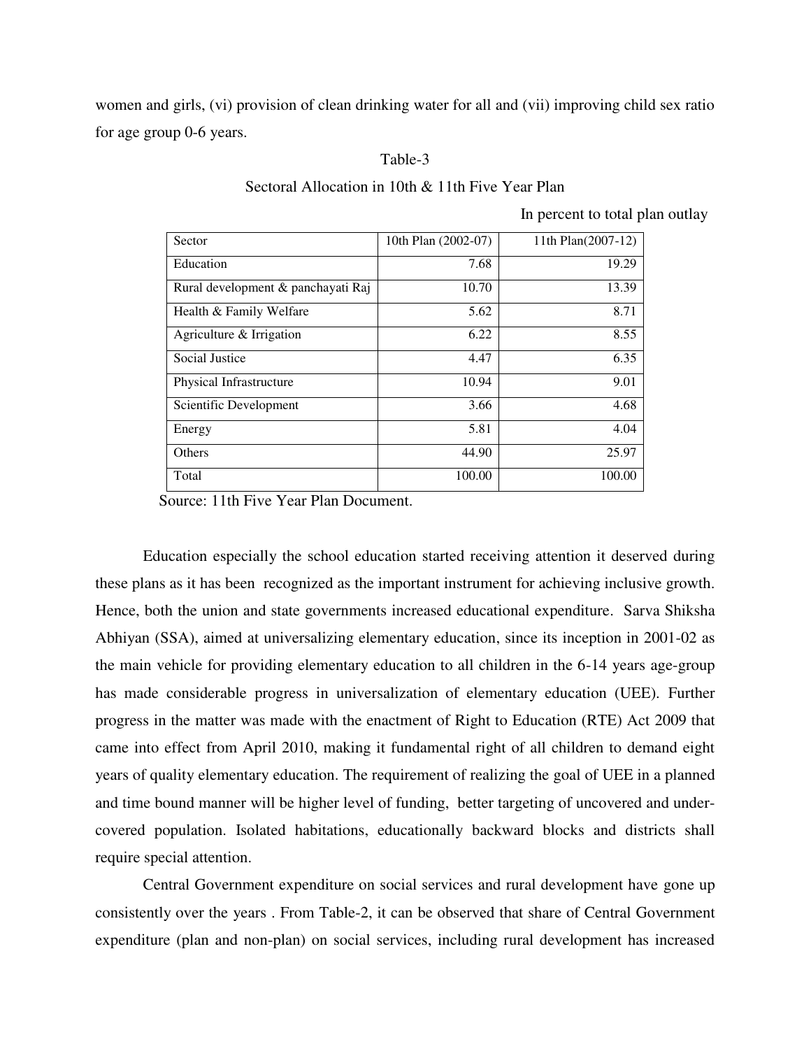women and girls, (vi) provision of clean drinking water for all and (vii) improving child sex ratio for age group 0-6 years.

Table-3

Sectoral Allocation in 10th & 11th Five Year Plan

In percent to total plan outlay

| Sector | 10th Plan (2002-07) | 11th Plan(2007-12) |
|---|---:|---:|
| Education | 7.68 | 19.29 |
| Rural development & panchayati Raj | 10.70 | 13.39 |
| Health & Family Welfare | 5.62 | 8.71 |
| Agriculture & Irrigation | 6.22 | 8.55 |
| Social Justice | 4.47 | 6.35 |
| Physical Infrastructure | 10.94 | 9.01 |
| Scientific Development | 3.66 | 4.68 |
| Energy | 5.81 | 4.04 |
| Others | 44.90 | 25.97 |
| Total | 100.00 | 100.00 |

Source: 11th Five Year Plan Document.

Education especially the school education started receiving attention it deserved during these plans as it has been recognized as the important instrument for achieving inclusive growth. Hence, both the union and state governments increased educational expenditure. Sarva Shiksha Abhiyan (SSA), aimed at universalizing elementary education, since its inception in 2001-02 as the main vehicle for providing elementary education to all children in the 6-14 years age-group has made considerable progress in universalization of elementary education (UEE). Further progress in the matter was made with the enactment of Right to Education (RTE) Act 2009 that came into effect from April 2010, making it fundamental right of all children to demand eight years of quality elementary education. The requirement of realizing the goal of UEE in a planned and time bound manner will be higher level of funding, better targeting of uncovered and under-covered population. Isolated habitations, educationally backward blocks and districts shall require special attention.

Central Government expenditure on social services and rural development have gone up consistently over the years . From Table-2, it can be observed that share of Central Government expenditure (plan and non-plan) on social services, including rural development has increased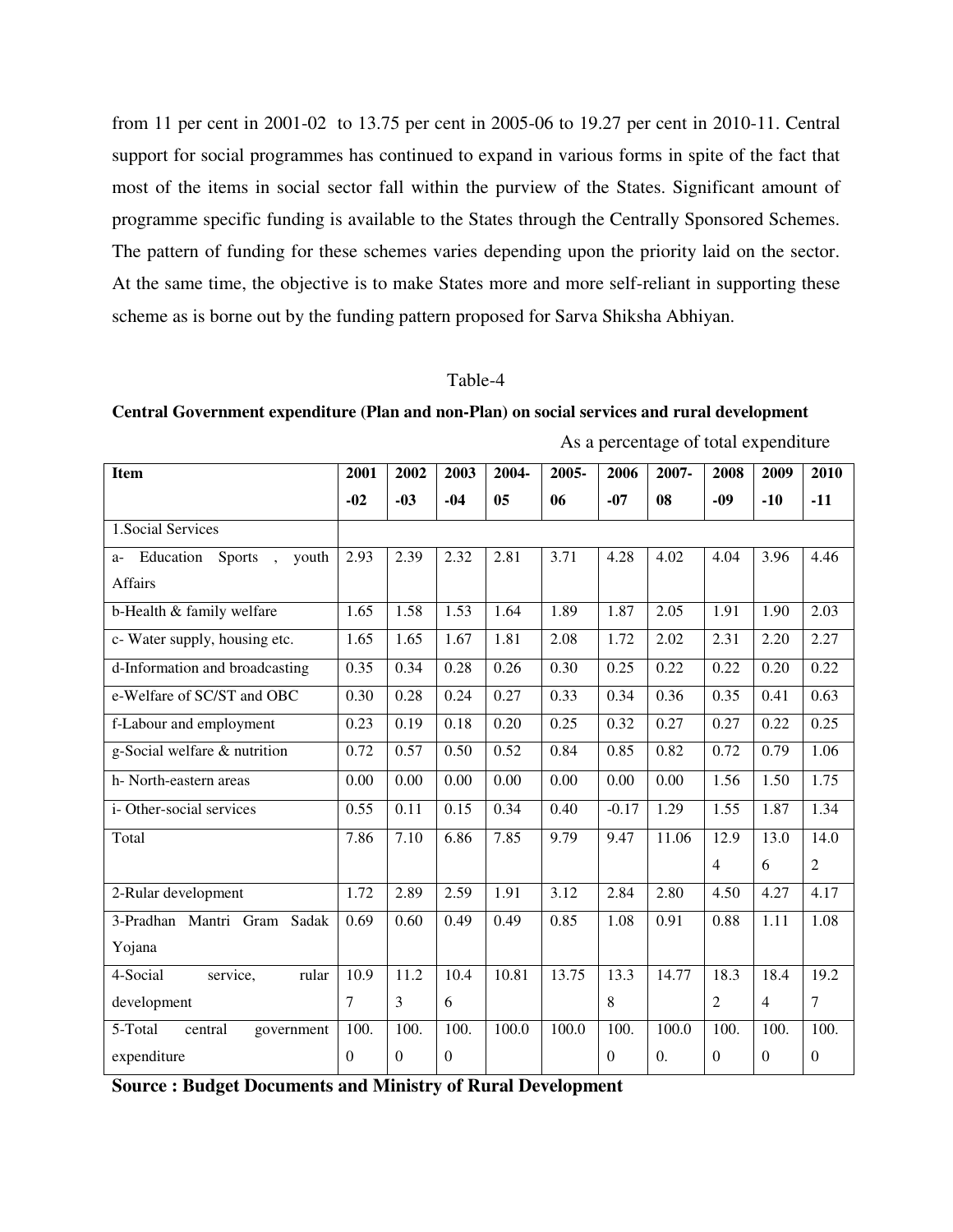from 11 per cent in 2001-02 to 13.75 per cent in 2005-06 to 19.27 per cent in 2010-11. Central support for social programmes has continued to expand in various forms in spite of the fact that most of the items in social sector fall within the purview of the States. Significant amount of programme specific funding is available to the States through the Centrally Sponsored Schemes. The pattern of funding for these schemes varies depending upon the priority laid on the sector. At the same time, the objective is to make States more and more self-reliant in supporting these scheme as is borne out by the funding pattern proposed for Sarva Shiksha Abhiyan.

Table-4

**Central Government expenditure (Plan and non-Plan) on social services and rural development**

As a percentage of total expenditure

| Item | 2001-02 | 2002-03 | 2003-04 | 2004-05 | 2005-06 | 2006-07 | 2007-08 | 2008-09 | 2009-10 | 2010-11 |
|---|---|---|---|---|---|---|---|---|---|---|
| 1.Social Services | | | | | | | | | | |
| a- Education Sports , youth Affairs | 2.93 | 2.39 | 2.32 | 2.81 | 3.71 | 4.28 | 4.02 | 4.04 | 3.96 | 4.46 |
| b-Health & family welfare | 1.65 | 1.58 | 1.53 | 1.64 | 1.89 | 1.87 | 2.05 | 1.91 | 1.90 | 2.03 |
| c- Water supply, housing etc. | 1.65 | 1.65 | 1.67 | 1.81 | 2.08 | 1.72 | 2.02 | 2.31 | 2.20 | 2.27 |
| d-Information and broadcasting | 0.35 | 0.34 | 0.28 | 0.26 | 0.30 | 0.25 | 0.22 | 0.22 | 0.20 | 0.22 |
| e-Welfare of SC/ST and OBC | 0.30 | 0.28 | 0.24 | 0.27 | 0.33 | 0.34 | 0.36 | 0.35 | 0.41 | 0.63 |
| f-Labour and employment | 0.23 | 0.19 | 0.18 | 0.20 | 0.25 | 0.32 | 0.27 | 0.27 | 0.22 | 0.25 |
| g-Social welfare & nutrition | 0.72 | 0.57 | 0.50 | 0.52 | 0.84 | 0.85 | 0.82 | 0.72 | 0.79 | 1.06 |
| h- North-eastern areas | 0.00 | 0.00 | 0.00 | 0.00 | 0.00 | 0.00 | 0.00 | 1.56 | 1.50 | 1.75 |
| i- Other-social services | 0.55 | 0.11 | 0.15 | 0.34 | 0.40 | -0.17 | 1.29 | 1.55 | 1.87 | 1.34 |
| Total | 7.86 | 7.10 | 6.86 | 7.85 | 9.79 | 9.47 | 11.06 | 12.94 | 13.06 | 14.02 |
| 2-Rular development | 1.72 | 2.89 | 2.59 | 1.91 | 3.12 | 2.84 | 2.80 | 4.50 | 4.27 | 4.17 |
| 3-Pradhan Mantri Gram Sadak Yojana | 0.69 | 0.60 | 0.49 | 0.49 | 0.85 | 1.08 | 0.91 | 0.88 | 1.11 | 1.08 |
| 4-Social service, rular development | 10.97 | 11.23 | 10.46 | 10.81 | 13.75 | 13.38 | 14.77 | 18.32 | 18.44 | 19.27 |
| 5-Total central government expenditure | 100.0 | 100.0 | 100.0 | 100.0 | 100.0 | 100.0 | 100.00. | 100.0 | 100.0 | 100.0 |

**Source : Budget Documents and Ministry of Rural Development**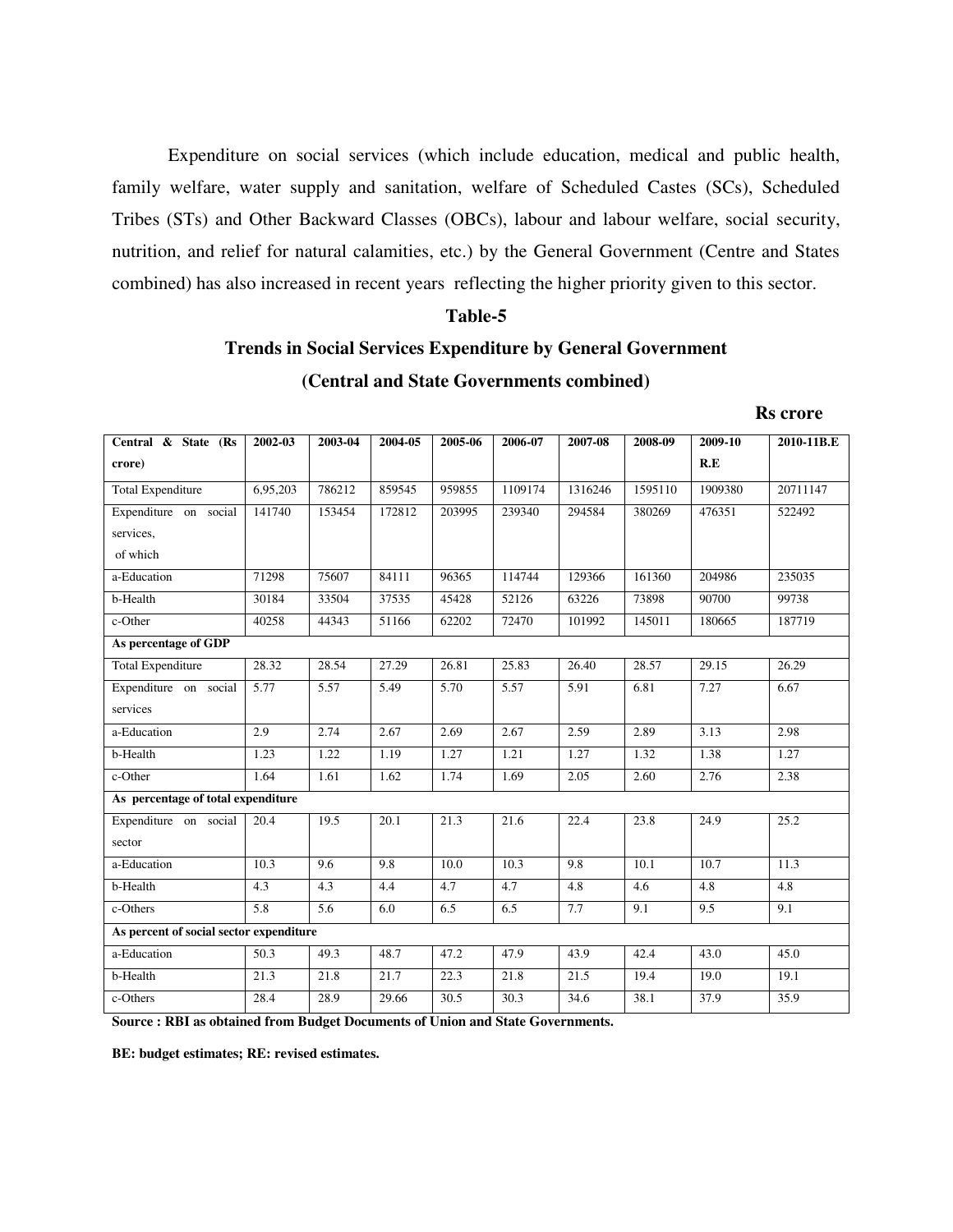Expenditure on social services (which include education, medical and public health, family welfare, water supply and sanitation, welfare of Scheduled Castes (SCs), Scheduled Tribes (STs) and Other Backward Classes (OBCs), labour and labour welfare, social security, nutrition, and relief for natural calamities, etc.) by the General Government (Centre and States combined) has also increased in recent years reflecting the higher priority given to this sector.

**Table-5**

**Trends in Social Services Expenditure by General Government**

**(Central and State Governments combined)**

**Rs crore**

| Central & State (Rs crore) | 2002-03 | 2003-04 | 2004-05 | 2005-06 | 2006-07 | 2007-08 | 2008-09 | 2009-10 R.E | 2010-11B.E |
|---|---|---|---|---|---|---|---|---|---|
| Total Expenditure | 6,95,203 | 786212 | 859545 | 959855 | 1109174 | 1316246 | 1595110 | 1909380 | 20711147 |
| Expenditure on social services, of which | 141740 | 153454 | 172812 | 203995 | 239340 | 294584 | 380269 | 476351 | 522492 |
| a-Education | 71298 | 75607 | 84111 | 96365 | 114744 | 129366 | 161360 | 204986 | 235035 |
| b-Health | 30184 | 33504 | 37535 | 45428 | 52126 | 63226 | 73898 | 90700 | 99738 |
| c-Other | 40258 | 44343 | 51166 | 62202 | 72470 | 101992 | 145011 | 180665 | 187719 |
| **As percentage of GDP** | | | | | | | | | |
| Total Expenditure | 28.32 | 28.54 | 27.29 | 26.81 | 25.83 | 26.40 | 28.57 | 29.15 | 26.29 |
| Expenditure on social services | 5.77 | 5.57 | 5.49 | 5.70 | 5.57 | 5.91 | 6.81 | 7.27 | 6.67 |
| a-Education | 2.9 | 2.74 | 2.67 | 2.69 | 2.67 | 2.59 | 2.89 | 3.13 | 2.98 |
| b-Health | 1.23 | 1.22 | 1.19 | 1.27 | 1.21 | 1.27 | 1.32 | 1.38 | 1.27 |
| c-Other | 1.64 | 1.61 | 1.62 | 1.74 | 1.69 | 2.05 | 2.60 | 2.76 | 2.38 |
| **As percentage of total expenditure** | | | | | | | | | |
| Expenditure on social sector | 20.4 | 19.5 | 20.1 | 21.3 | 21.6 | 22.4 | 23.8 | 24.9 | 25.2 |
| a-Education | 10.3 | 9.6 | 9.8 | 10.0 | 10.3 | 9.8 | 10.1 | 10.7 | 11.3 |
| b-Health | 4.3 | 4.3 | 4.4 | 4.7 | 4.7 | 4.8 | 4.6 | 4.8 | 4.8 |
| c-Others | 5.8 | 5.6 | 6.0 | 6.5 | 6.5 | 7.7 | 9.1 | 9.5 | 9.1 |
| **As percent of social sector expenditure** | | | | | | | | | |
| a-Education | 50.3 | 49.3 | 48.7 | 47.2 | 47.9 | 43.9 | 42.4 | 43.0 | 45.0 |
| b-Health | 21.3 | 21.8 | 21.7 | 22.3 | 21.8 | 21.5 | 19.4 | 19.0 | 19.1 |
| c-Others | 28.4 | 28.9 | 29.66 | 30.5 | 30.3 | 34.6 | 38.1 | 37.9 | 35.9 |

**Source : RBI as obtained from Budget Documents of Union and State Governments.**

**BE: budget estimates; RE: revised estimates.**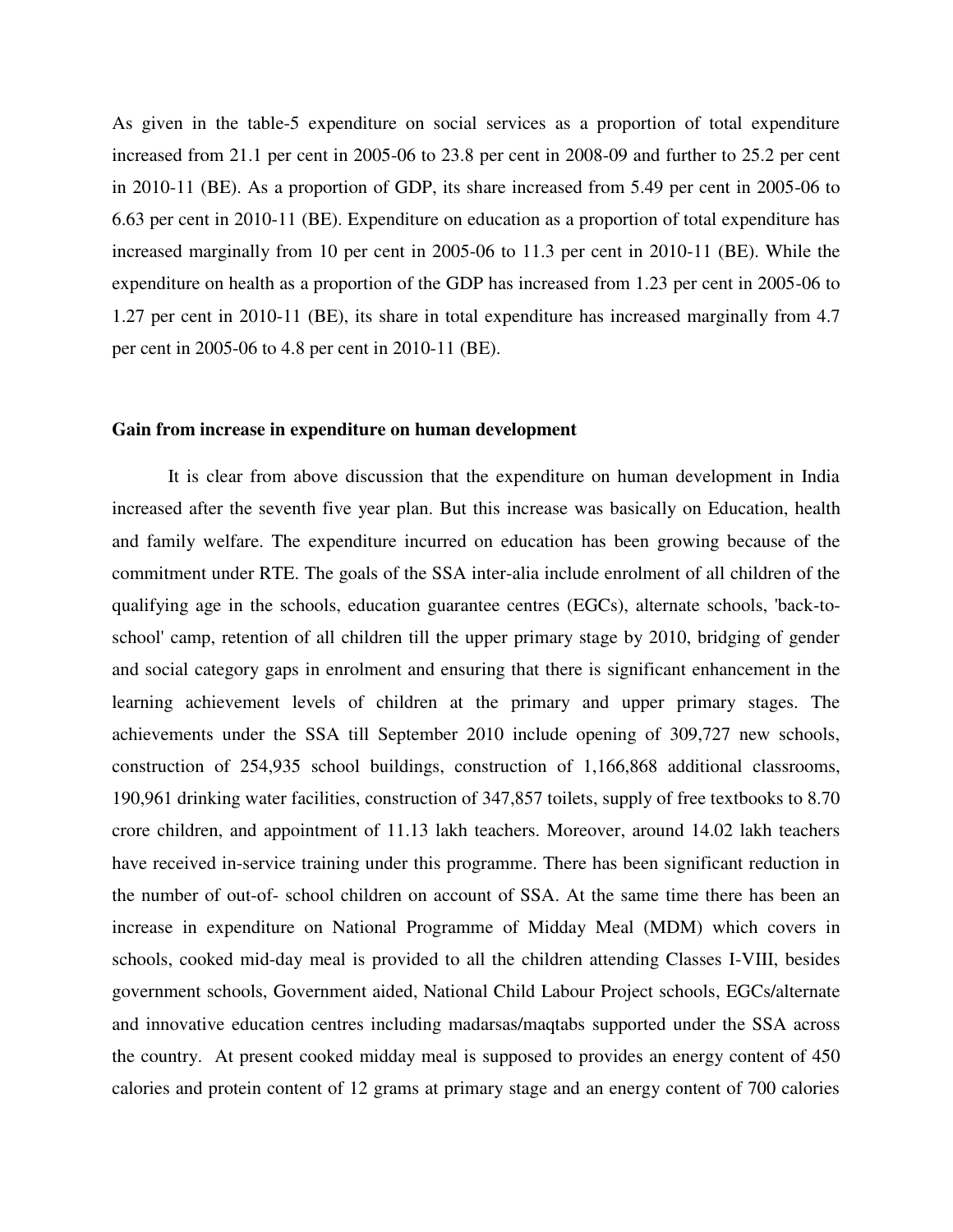As given in the table-5 expenditure on social services as a proportion of total expenditure increased from 21.1 per cent in 2005-06 to 23.8 per cent in 2008-09 and further to 25.2 per cent in 2010-11 (BE). As a proportion of GDP, its share increased from 5.49 per cent in 2005-06 to 6.63 per cent in 2010-11 (BE). Expenditure on education as a proportion of total expenditure has increased marginally from 10 per cent in 2005-06 to 11.3 per cent in 2010-11 (BE). While the expenditure on health as a proportion of the GDP has increased from 1.23 per cent in 2005-06 to 1.27 per cent in 2010-11 (BE), its share in total expenditure has increased marginally from 4.7 per cent in 2005-06 to 4.8 per cent in 2010-11 (BE).

**Gain from increase in expenditure on human development**

It is clear from above discussion that the expenditure on human development in India increased after the seventh five year plan. But this increase was basically on Education, health and family welfare. The expenditure incurred on education has been growing because of the commitment under RTE. The goals of the SSA inter-alia include enrolment of all children of the qualifying age in the schools, education guarantee centres (EGCs), alternate schools, 'back-to-school' camp, retention of all children till the upper primary stage by 2010, bridging of gender and social category gaps in enrolment and ensuring that there is significant enhancement in the learning achievement levels of children at the primary and upper primary stages. The achievements under the SSA till September 2010 include opening of 309,727 new schools, construction of 254,935 school buildings, construction of 1,166,868 additional classrooms, 190,961 drinking water facilities, construction of 347,857 toilets, supply of free textbooks to 8.70 crore children, and appointment of 11.13 lakh teachers. Moreover, around 14.02 lakh teachers have received in-service training under this programme. There has been significant reduction in the number of out-of- school children on account of SSA. At the same time there has been an increase in expenditure on National Programme of Midday Meal (MDM) which covers in schools, cooked mid-day meal is provided to all the children attending Classes I-VIII, besides government schools, Government aided, National Child Labour Project schools, EGCs/alternate and innovative education centres including madarsas/maqtabs supported under the SSA across the country. At present cooked midday meal is supposed to provides an energy content of 450 calories and protein content of 12 grams at primary stage and an energy content of 700 calories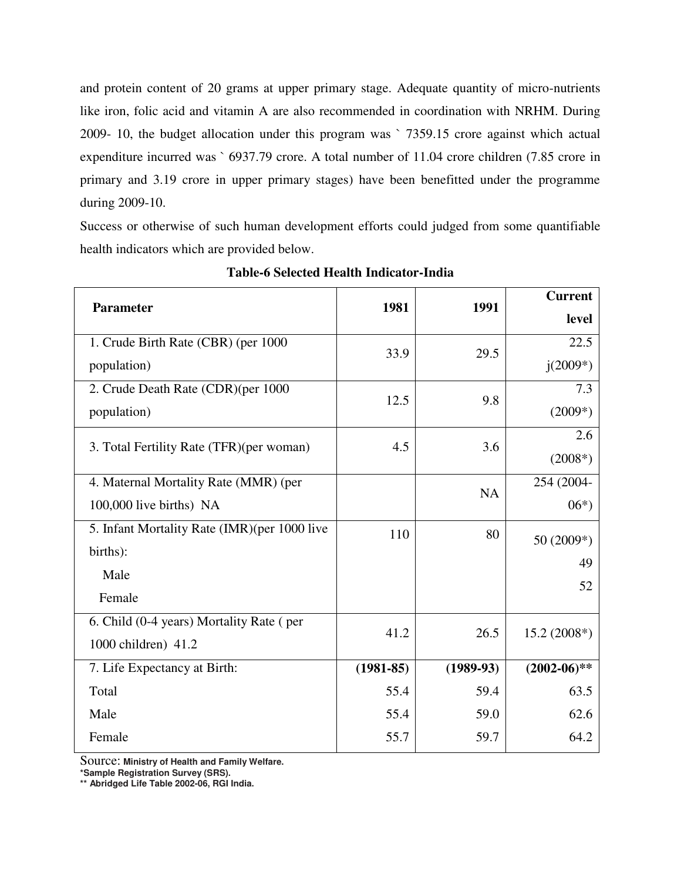and protein content of 20 grams at upper primary stage. Adequate quantity of micro-nutrients like iron, folic acid and vitamin A are also recommended in coordination with NRHM. During 2009- 10, the budget allocation under this program was ` 7359.15 crore against which actual expenditure incurred was ` 6937.79 crore. A total number of 11.04 crore children (7.85 crore in primary and 3.19 crore in upper primary stages) have been benefitted under the programme during 2009-10.

Success or otherwise of such human development efforts could judged from some quantifiable health indicators which are provided below.

**Table-6 Selected Health Indicator-India**

| Parameter | 1981 | 1991 | Current level |
|---|---|---|---|
| 1. Crude Birth Rate (CBR) (per 1000 population) | 33.9 | 29.5 | 22.5 j(2009*) |
| 2. Crude Death Rate (CDR)(per 1000 population) | 12.5 | 9.8 | 7.3 (2009*) |
| 3. Total Fertility Rate (TFR)(per woman) | 4.5 | 3.6 | 2.6 (2008*) |
| 4. Maternal Mortality Rate (MMR) (per 100,000 live births) NA | | NA | 254 (2004-06*) |
| 5. Infant Mortality Rate (IMR)(per 1000 live births): | 110 | 80 | 50 (2009*) |
| Male | | | 49 |
| Female | | | 52 |
| 6. Child (0-4 years) Mortality Rate ( per 1000 children) 41.2 | 41.2 | 26.5 | 15.2 (2008*) |
| 7. Life Expectancy at Birth: | **(1981-85)** | **(1989-93)** | **(2002-06)**** |
| Total | 55.4 | 59.4 | 63.5 |
| Male | 55.4 | 59.0 | 62.6 |
| Female | 55.7 | 59.7 | 64.2 |

Source: **Ministry of Health and Family Welfare.**

***Sample Registration Survey (SRS).**

**** Abridged Life Table 2002-06, RGI India.**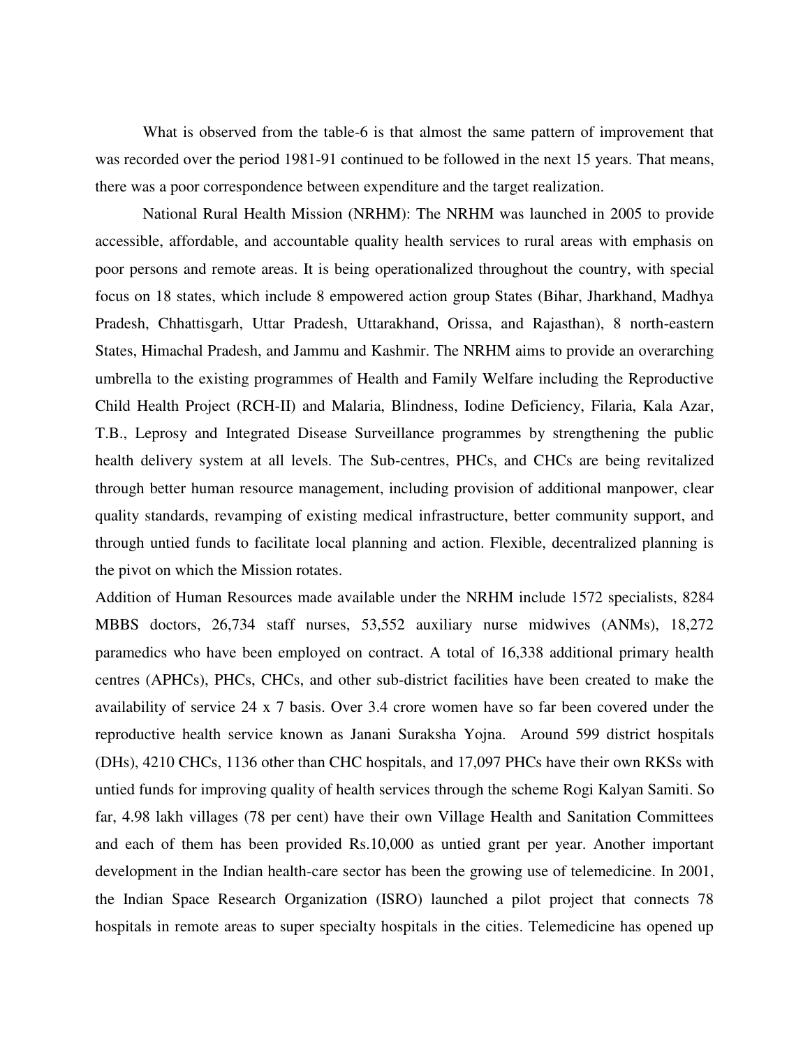What is observed from the table-6 is that almost the same pattern of improvement that was recorded over the period 1981-91 continued to be followed in the next 15 years. That means, there was a poor correspondence between expenditure and the target realization.

National Rural Health Mission (NRHM): The NRHM was launched in 2005 to provide accessible, affordable, and accountable quality health services to rural areas with emphasis on poor persons and remote areas. It is being operationalized throughout the country, with special focus on 18 states, which include 8 empowered action group States (Bihar, Jharkhand, Madhya Pradesh, Chhattisgarh, Uttar Pradesh, Uttarakhand, Orissa, and Rajasthan), 8 north-eastern States, Himachal Pradesh, and Jammu and Kashmir. The NRHM aims to provide an overarching umbrella to the existing programmes of Health and Family Welfare including the Reproductive Child Health Project (RCH-II) and Malaria, Blindness, Iodine Deficiency, Filaria, Kala Azar, T.B., Leprosy and Integrated Disease Surveillance programmes by strengthening the public health delivery system at all levels. The Sub-centres, PHCs, and CHCs are being revitalized through better human resource management, including provision of additional manpower, clear quality standards, revamping of existing medical infrastructure, better community support, and through untied funds to facilitate local planning and action. Flexible, decentralized planning is the pivot on which the Mission rotates.

Addition of Human Resources made available under the NRHM include 1572 specialists, 8284 MBBS doctors, 26,734 staff nurses, 53,552 auxiliary nurse midwives (ANMs), 18,272 paramedics who have been employed on contract. A total of 16,338 additional primary health centres (APHCs), PHCs, CHCs, and other sub-district facilities have been created to make the availability of service 24 x 7 basis. Over 3.4 crore women have so far been covered under the reproductive health service known as Janani Suraksha Yojna. Around 599 district hospitals (DHs), 4210 CHCs, 1136 other than CHC hospitals, and 17,097 PHCs have their own RKSs with untied funds for improving quality of health services through the scheme Rogi Kalyan Samiti. So far, 4.98 lakh villages (78 per cent) have their own Village Health and Sanitation Committees and each of them has been provided Rs.10,000 as untied grant per year. Another important development in the Indian health-care sector has been the growing use of telemedicine. In 2001, the Indian Space Research Organization (ISRO) launched a pilot project that connects 78 hospitals in remote areas to super specialty hospitals in the cities. Telemedicine has opened up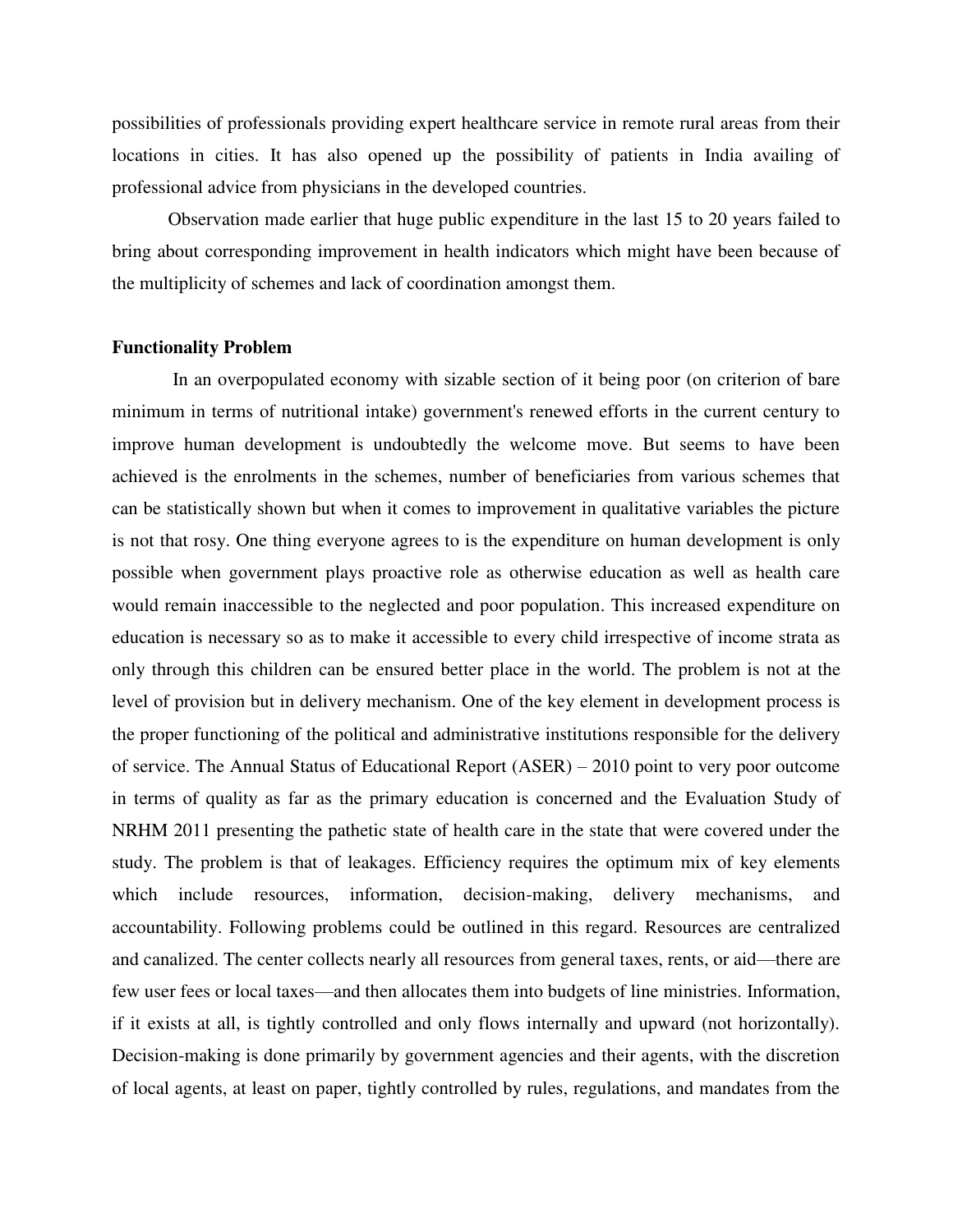possibilities of professionals providing expert healthcare service in remote rural areas from their locations in cities. It has also opened up the possibility of patients in India availing of professional advice from physicians in the developed countries.

Observation made earlier that huge public expenditure in the last 15 to 20 years failed to bring about corresponding improvement in health indicators which might have been because of the multiplicity of schemes and lack of coordination amongst them.

**Functionality Problem**

In an overpopulated economy with sizable section of it being poor (on criterion of bare minimum in terms of nutritional intake) government's renewed efforts in the current century to improve human development is undoubtedly the welcome move. But seems to have been achieved is the enrolments in the schemes, number of beneficiaries from various schemes that can be statistically shown but when it comes to improvement in qualitative variables the picture is not that rosy. One thing everyone agrees to is the expenditure on human development is only possible when government plays proactive role as otherwise education as well as health care would remain inaccessible to the neglected and poor population. This increased expenditure on education is necessary so as to make it accessible to every child irrespective of income strata as only through this children can be ensured better place in the world. The problem is not at the level of provision but in delivery mechanism. One of the key element in development process is the proper functioning of the political and administrative institutions responsible for the delivery of service. The Annual Status of Educational Report (ASER) – 2010 point to very poor outcome in terms of quality as far as the primary education is concerned and the Evaluation Study of NRHM 2011 presenting the pathetic state of health care in the state that were covered under the study. The problem is that of leakages. Efficiency requires the optimum mix of key elements which include resources, information, decision-making, delivery mechanisms, and accountability. Following problems could be outlined in this regard. Resources are centralized and canalized. The center collects nearly all resources from general taxes, rents, or aid—there are few user fees or local taxes—and then allocates them into budgets of line ministries. Information, if it exists at all, is tightly controlled and only flows internally and upward (not horizontally). Decision-making is done primarily by government agencies and their agents, with the discretion of local agents, at least on paper, tightly controlled by rules, regulations, and mandates from the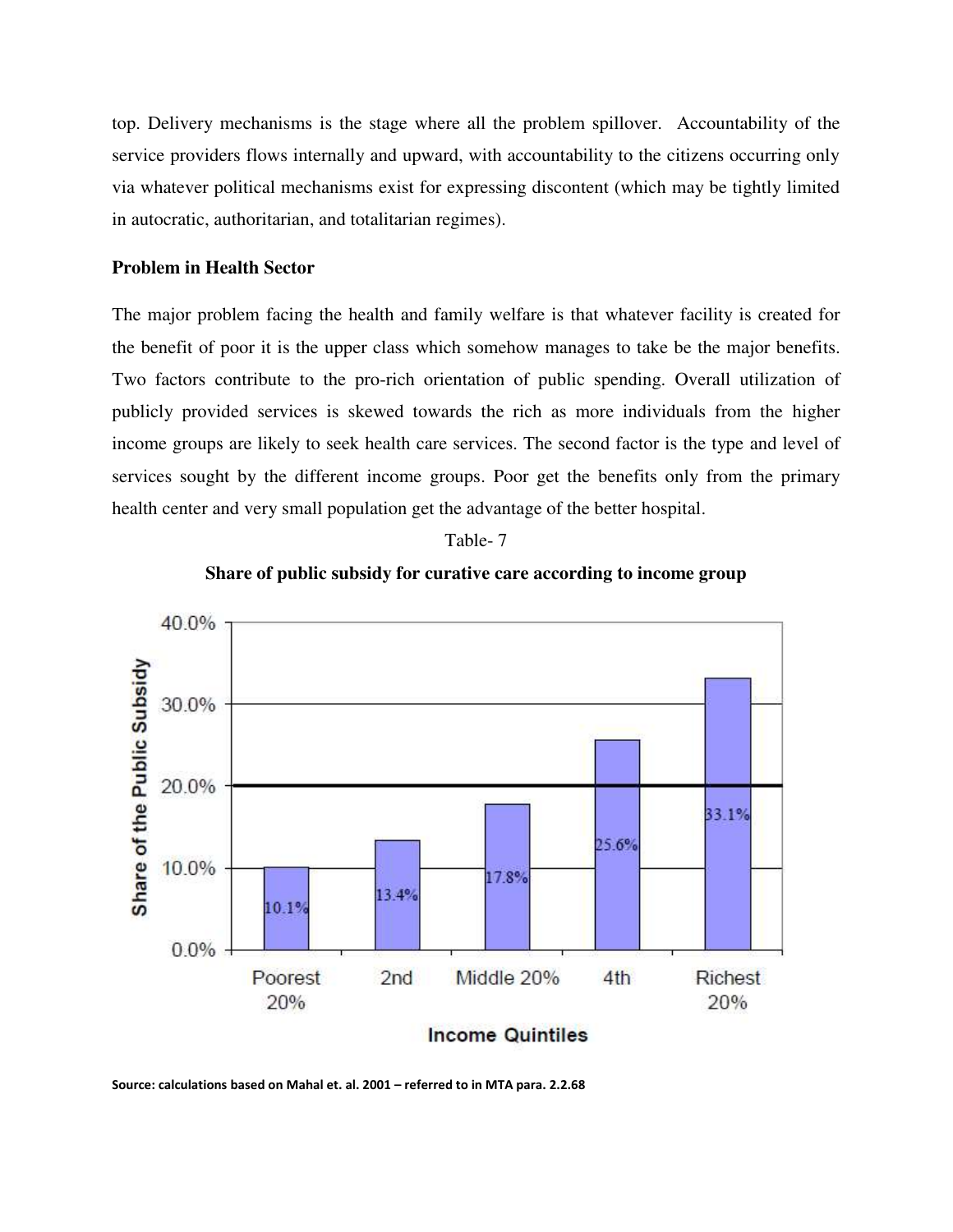top. Delivery mechanisms is the stage where all the problem spillover. Accountability of the service providers flows internally and upward, with accountability to the citizens occurring only via whatever political mechanisms exist for expressing discontent (which may be tightly limited in autocratic, authoritarian, and totalitarian regimes).

**Problem in Health Sector**

The major problem facing the health and family welfare is that whatever facility is created for the benefit of poor it is the upper class which somehow manages to take be the major benefits. Two factors contribute to the pro-rich orientation of public spending. Overall utilization of publicly provided services is skewed towards the rich as more individuals from the higher income groups are likely to seek health care services. The second factor is the type and level of services sought by the different income groups. Poor get the benefits only from the primary health center and very small population get the advantage of the better hospital.

Table- 7

**Share of public subsidy for curative care according to income group**

| Income Quintiles | Share of the Public Subsidy |
| --- | --- |
| Poorest 20% | 10.1% |
| 2nd | 13.4% |
| Middle 20% | 17.8% |
| 4th | 25.6% |
| Richest 20% | 33.1% |

Source: calculations based on Mahal et. al. 2001 – referred to in MTA para. 2.2.68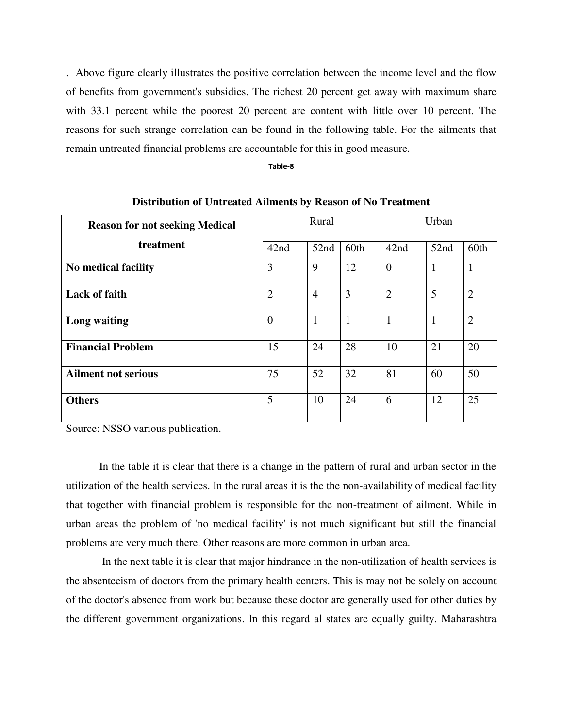. Above figure clearly illustrates the positive correlation between the income level and the flow of benefits from government's subsidies. The richest 20 percent get away with maximum share with 33.1 percent while the poorest 20 percent are content with little over 10 percent. The reasons for such strange correlation can be found in the following table. For the ailments that remain untreated financial problems are accountable for this in good measure.

**Table-8**

**Distribution of Untreated Ailments by Reason of No Treatment**

| Reason for not seeking Medical treatment | Rural | | | Urban | | |
|---|---|---|---|---|---|---|
| | 42nd | 52nd | 60th | 42nd | 52nd | 60th |
| **No medical facility** | 3 | 9 | 12 | 0 | 1 | 1 |
| **Lack of faith** | 2 | 4 | 3 | 2 | 5 | 2 |
| **Long waiting** | 0 | 1 | 1 | 1 | 1 | 2 |
| **Financial Problem** | 15 | 24 | 28 | 10 | 21 | 20 |
| **Ailment not serious** | 75 | 52 | 32 | 81 | 60 | 50 |
| **Others** | 5 | 10 | 24 | 6 | 12 | 25 |

Source: NSSO various publication.

In the table it is clear that there is a change in the pattern of rural and urban sector in the utilization of the health services. In the rural areas it is the the non-availability of medical facility that together with financial problem is responsible for the non-treatment of ailment. While in urban areas the problem of 'no medical facility' is not much significant but still the financial problems are very much there. Other reasons are more common in urban area.

In the next table it is clear that major hindrance in the non-utilization of health services is the absenteeism of doctors from the primary health centers. This is may not be solely on account of the doctor's absence from work but because these doctor are generally used for other duties by the different government organizations. In this regard al states are equally guilty. Maharashtra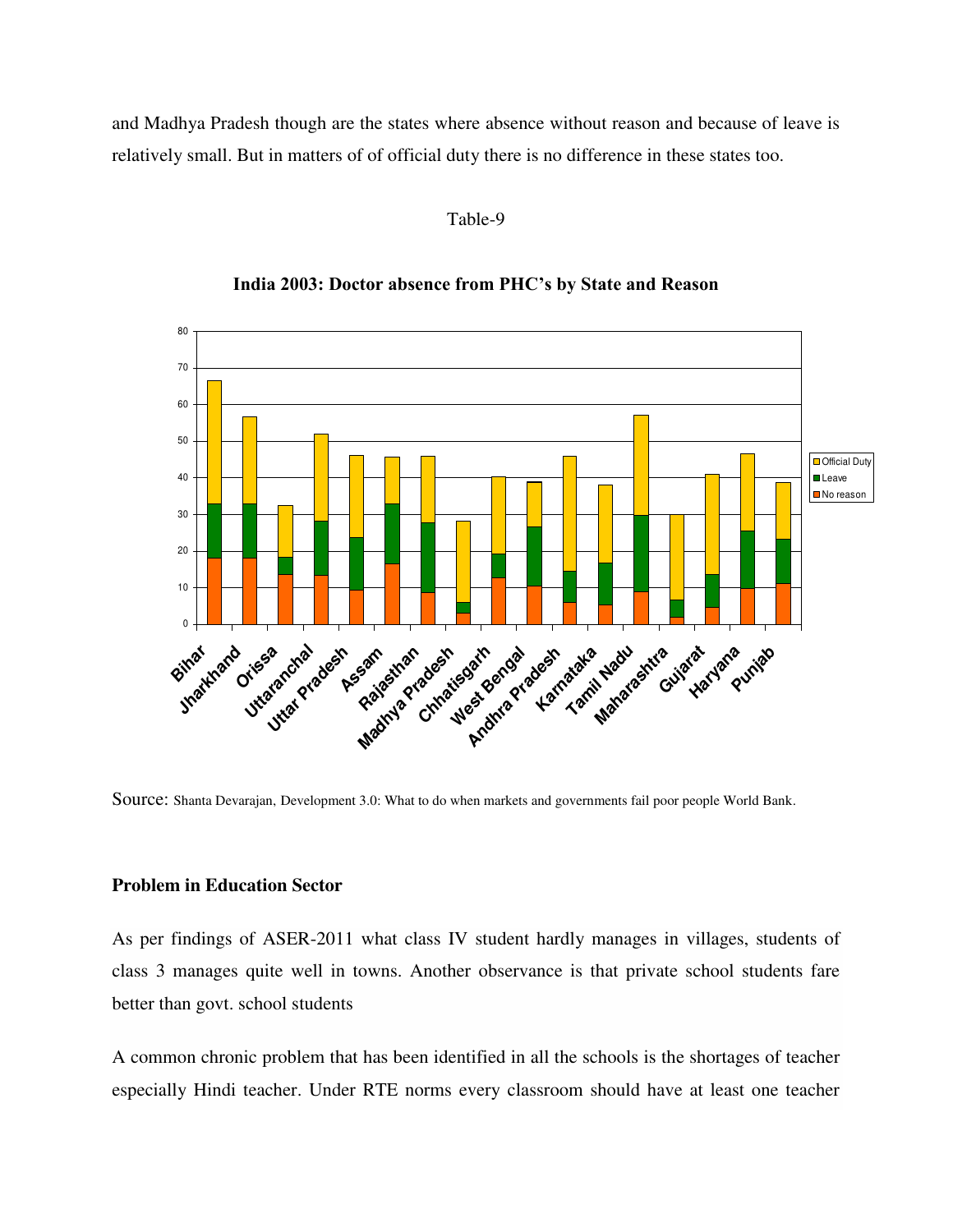and Madhya Pradesh though are the states where absence without reason and because of leave is relatively small. But in matters of of official duty there is no difference in these states too.

Table-9

**India 2003: Doctor absence from PHC's by State and Reason**

Source: Shanta Devarajan, Development 3.0: What to do when markets and governments fail poor people World Bank.

### Problem in Education Sector

As per findings of ASER-2011 what class IV student hardly manages in villages, students of class 3 manages quite well in towns. Another observance is that private school students fare better than govt. school students

A common chronic problem that has been identified in all the schools is the shortages of teacher especially Hindi teacher. Under RTE norms every classroom should have at least one teacher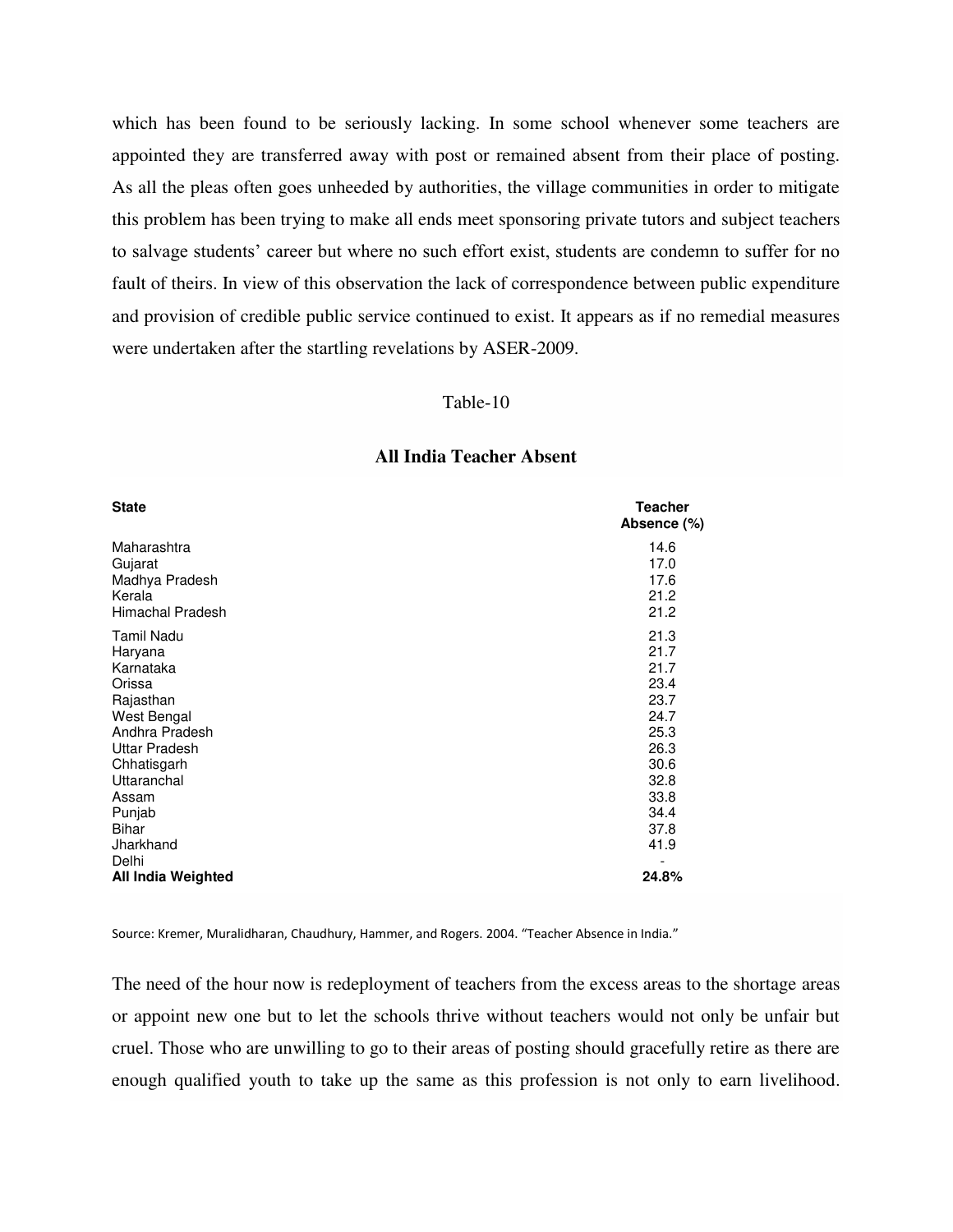which has been found to be seriously lacking. In some school whenever some teachers are appointed they are transferred away with post or remained absent from their place of posting. As all the pleas often goes unheeded by authorities, the village communities in order to mitigate this problem has been trying to make all ends meet sponsoring private tutors and subject teachers to salvage students' career but where no such effort exist, students are condemn to suffer for no fault of theirs. In view of this observation the lack of correspondence between public expenditure and provision of credible public service continued to exist. It appears as if no remedial measures were undertaken after the startling revelations by ASER-2009.

Table-10

**All India Teacher Absent**

| **State** | **Teacher Absence (%)** |
|---|---|
| Maharashtra | 14.6 |
| Gujarat | 17.0 |
| Madhya Pradesh | 17.6 |
| Kerala | 21.2 |
| Himachal Pradesh | 21.2 |
| Tamil Nadu | 21.3 |
| Haryana | 21.7 |
| Karnataka | 21.7 |
| Orissa | 23.4 |
| Rajasthan | 23.7 |
| West Bengal | 24.7 |
| Andhra Pradesh | 25.3 |
| Uttar Pradesh | 26.3 |
| Chhatisgarh | 30.6 |
| Uttaranchal | 32.8 |
| Assam | 33.8 |
| Punjab | 34.4 |
| Bihar | 37.8 |
| Jharkhand | 41.9 |
| Delhi | - |
| **All India Weighted** | **24.8%** |

Source: Kremer, Muralidharan, Chaudhury, Hammer, and Rogers. 2004. "Teacher Absence in India."

The need of the hour now is redeployment of teachers from the excess areas to the shortage areas or appoint new one but to let the schools thrive without teachers would not only be unfair but cruel. Those who are unwilling to go to their areas of posting should gracefully retire as there are enough qualified youth to take up the same as this profession is not only to earn livelihood.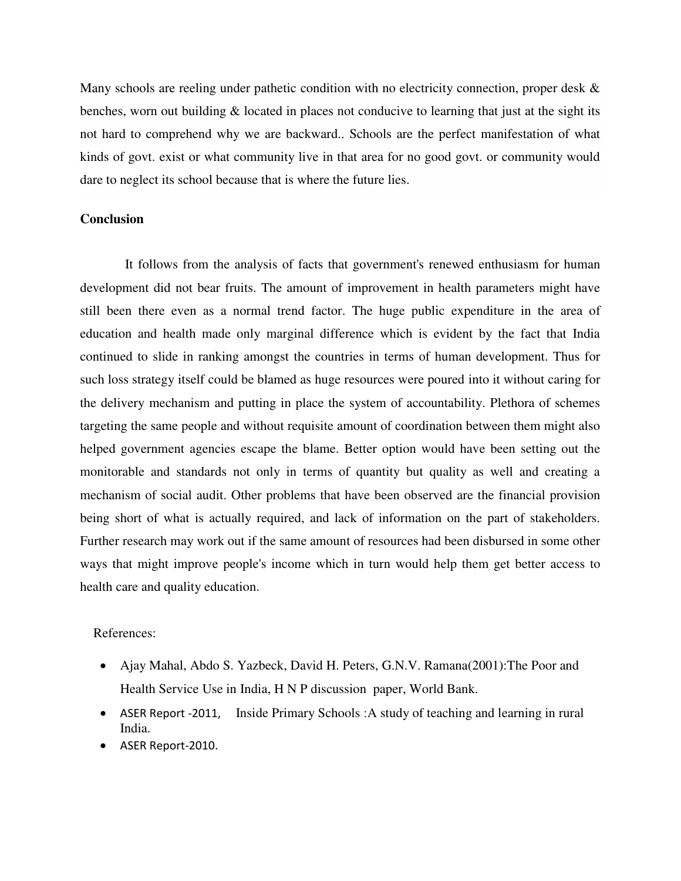Many schools are reeling under pathetic condition with no electricity connection, proper desk & benches, worn out building & located in places not conducive to learning that just at the sight its not hard to comprehend why we are backward.. Schools are the perfect manifestation of what kinds of govt. exist or what community live in that area for no good govt. or community would dare to neglect its school because that is where the future lies.

**Conclusion**

It follows from the analysis of facts that government's renewed enthusiasm for human development did not bear fruits. The amount of improvement in health parameters might have still been there even as a normal trend factor. The huge public expenditure in the area of education and health made only marginal difference which is evident by the fact that India continued to slide in ranking amongst the countries in terms of human development. Thus for such loss strategy itself could be blamed as huge resources were poured into it without caring for the delivery mechanism and putting in place the system of accountability. Plethora of schemes targeting the same people and without requisite amount of coordination between them might also helped government agencies escape the blame. Better option would have been setting out the monitorable and standards not only in terms of quantity but quality as well and creating a mechanism of social audit. Other problems that have been observed are the financial provision being short of what is actually required, and lack of information on the part of stakeholders. Further research may work out if the same amount of resources had been disbursed in some other ways that might improve people's income which in turn would help them get better access to health care and quality education.

References:

- Ajay Mahal, Abdo S. Yazbeck, David H. Peters, G.N.V. Ramana(2001):The Poor and Health Service Use in India, H N P discussion paper, World Bank.
- ASER Report -2011, Inside Primary Schools :A study of teaching and learning in rural India.
- ASER Report-2010.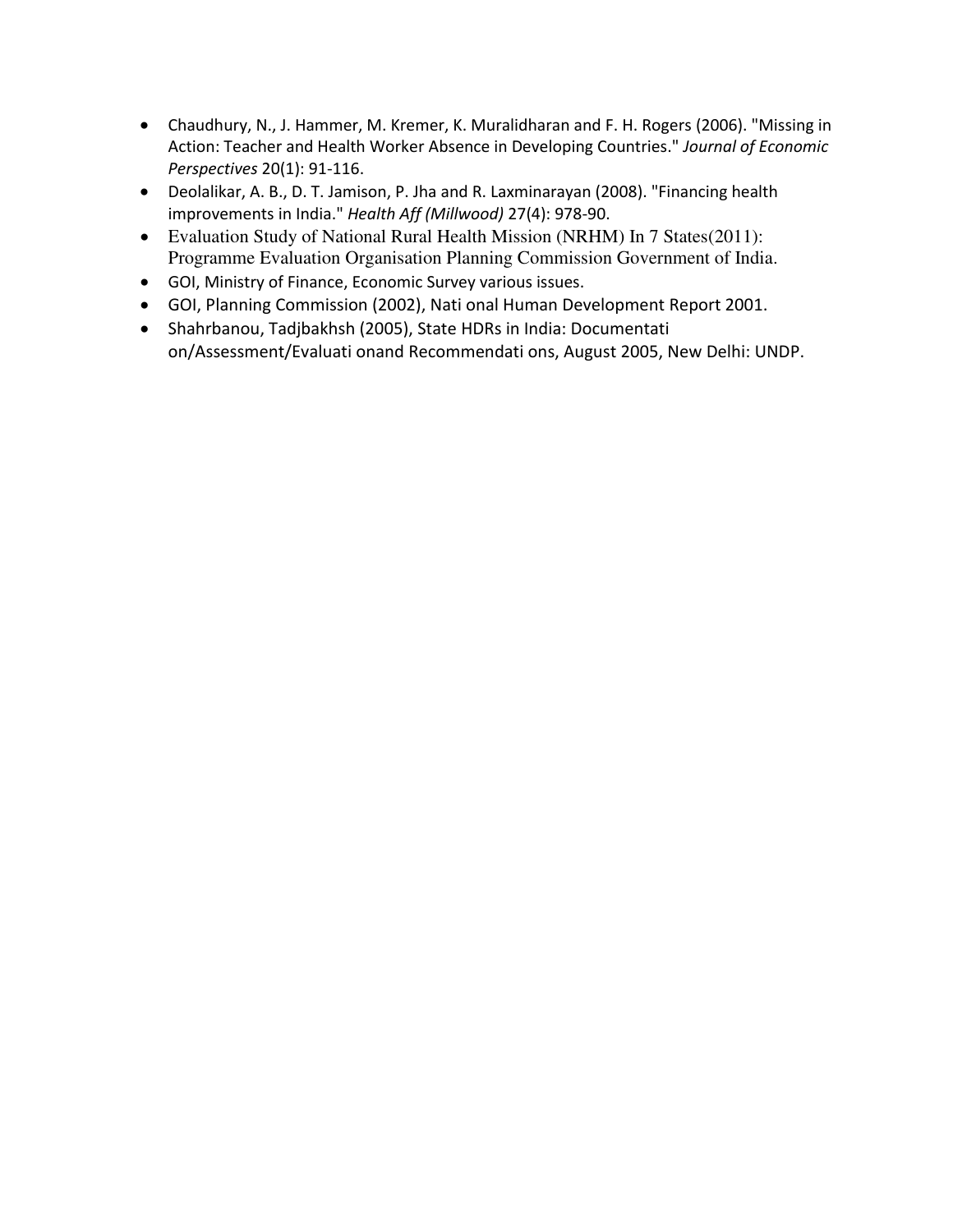- Chaudhury, N., J. Hammer, M. Kremer, K. Muralidharan and F. H. Rogers (2006). "Missing in Action: Teacher and Health Worker Absence in Developing Countries." *Journal of Economic Perspectives* 20(1): 91-116.
- Deolalikar, A. B., D. T. Jamison, P. Jha and R. Laxminarayan (2008). "Financing health improvements in India." *Health Aff (Millwood)* 27(4): 978-90.
- Evaluation Study of National Rural Health Mission (NRHM) In 7 States(2011): Programme Evaluation Organisation Planning Commission Government of India.
- GOI, Ministry of Finance, Economic Survey various issues.
- GOI, Planning Commission (2002), Nati onal Human Development Report 2001.
- Shahrbanou, Tadjbakhsh (2005), State HDRs in India: Documentati on/Assessment/Evaluati onand Recommendati ons, August 2005, New Delhi: UNDP.